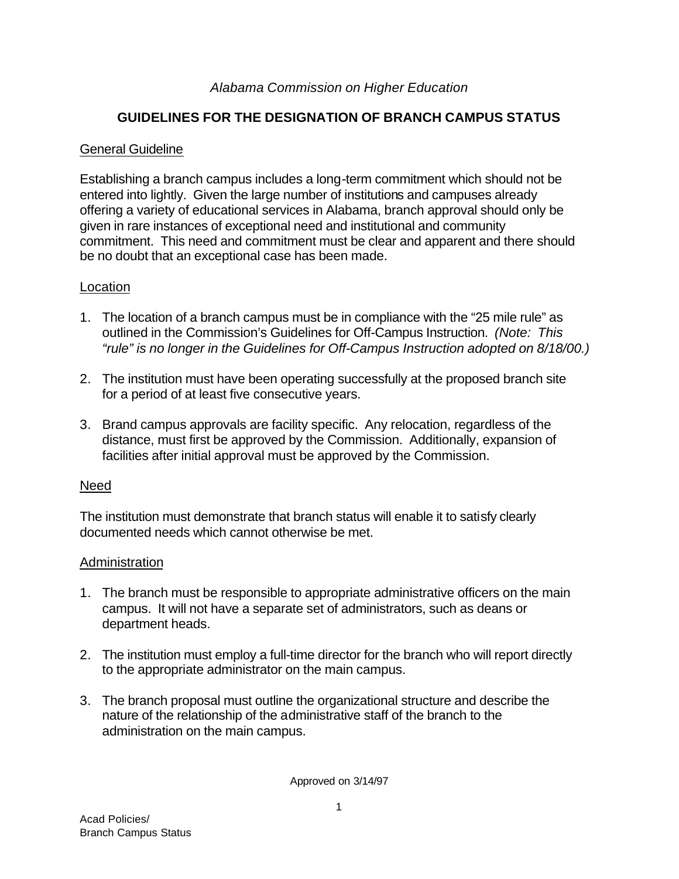*Alabama Commission on Higher Education*

# GUIDELINES FOR THE DESIGNATION OF BRANCH CAMPUS STATUS

## General Guideline

Establishing a branch campus includes a long-term commitment which should not be entered into lightly. Given the large number of institutions and campuses already offering a variety of educational services in Alabama, branch approval should only be given in rare instances of exceptional need and institutional and community commitment. This need and commitment must be clear and apparent and there should be no doubt that an exceptional case has been made.

## Location

1. The location of a branch campus must be in compliance with the "25 mile rule" as outlined in the Commission's Guidelines for Off-Campus Instruction. *(Note: This "rule" is no longer in the Guidelines for Off-Campus Instruction adopted on 8/18/00.)*

2. The institution must have been operating successfully at the proposed branch site for a period of at least five consecutive years.

3. Brand campus approvals are facility specific. Any relocation, regardless of the distance, must first be approved by the Commission. Additionally, expansion of facilities after initial approval must be approved by the Commission.

## Need

The institution must demonstrate that branch status will enable it to satisfy clearly documented needs which cannot otherwise be met.

## Administration

1. The branch must be responsible to appropriate administrative officers on the main campus. It will not have a separate set of administrators, such as deans or department heads.

2. The institution must employ a full-time director for the branch who will report directly to the appropriate administrator on the main campus.

3. The branch proposal must outline the organizational structure and describe the nature of the relationship of the administrative staff of the branch to the administration on the main campus.

Approved on 3/14/97

Acad Policies/
Branch Campus Status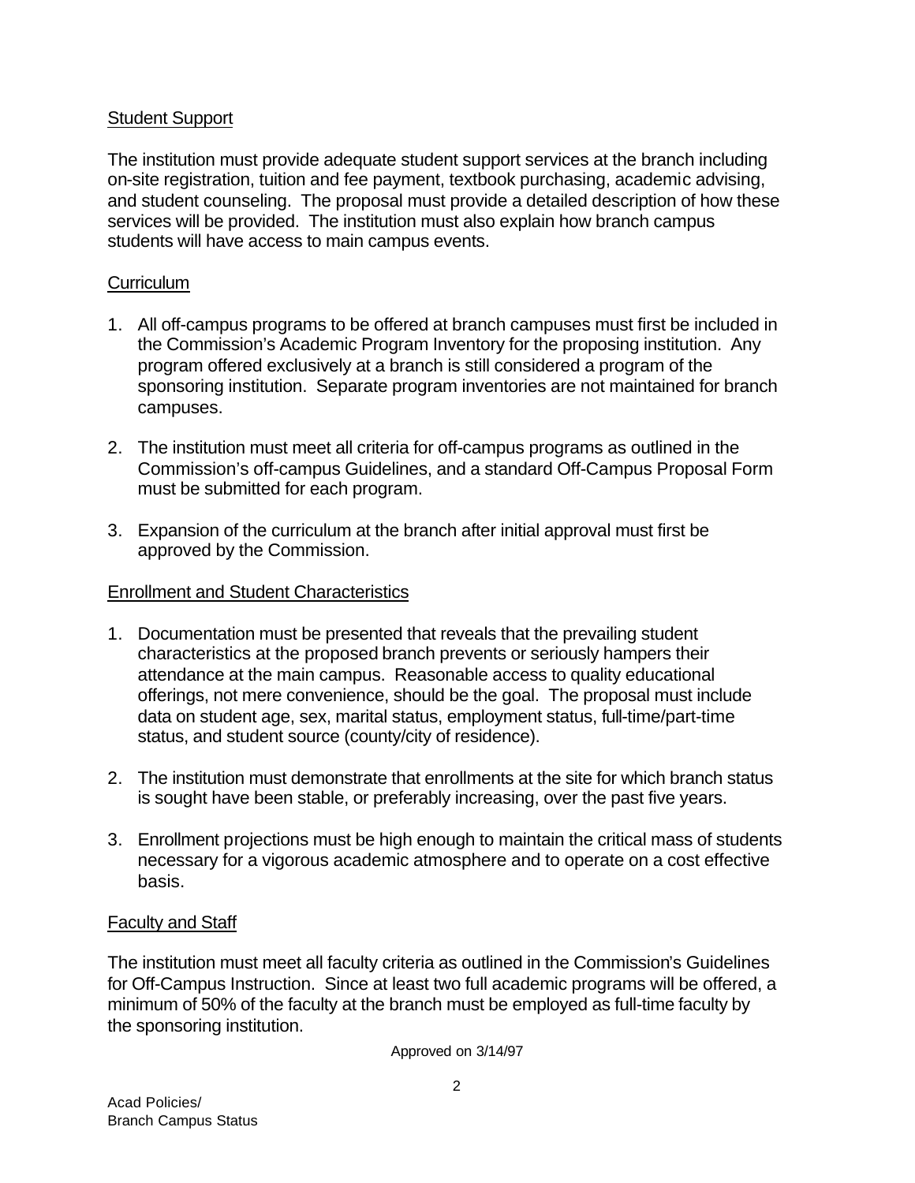## Student Support

The institution must provide adequate student support services at the branch including on-site registration, tuition and fee payment, textbook purchasing, academic advising, and student counseling. The proposal must provide a detailed description of how these services will be provided. The institution must also explain how branch campus students will have access to main campus events.

## Curriculum

1. All off-campus programs to be offered at branch campuses must first be included in the Commission's Academic Program Inventory for the proposing institution. Any program offered exclusively at a branch is still considered a program of the sponsoring institution. Separate program inventories are not maintained for branch campuses.

2. The institution must meet all criteria for off-campus programs as outlined in the Commission's off-campus Guidelines, and a standard Off-Campus Proposal Form must be submitted for each program.

3. Expansion of the curriculum at the branch after initial approval must first be approved by the Commission.

## Enrollment and Student Characteristics

1. Documentation must be presented that reveals that the prevailing student characteristics at the proposed branch prevents or seriously hampers their attendance at the main campus. Reasonable access to quality educational offerings, not mere convenience, should be the goal. The proposal must include data on student age, sex, marital status, employment status, full-time/part-time status, and student source (county/city of residence).

2. The institution must demonstrate that enrollments at the site for which branch status is sought have been stable, or preferably increasing, over the past five years.

3. Enrollment projections must be high enough to maintain the critical mass of students necessary for a vigorous academic atmosphere and to operate on a cost effective basis.

## Faculty and Staff

The institution must meet all faculty criteria as outlined in the Commission's Guidelines for Off-Campus Instruction. Since at least two full academic programs will be offered, a minimum of 50% of the faculty at the branch must be employed as full-time faculty by the sponsoring institution.

Approved on 3/14/97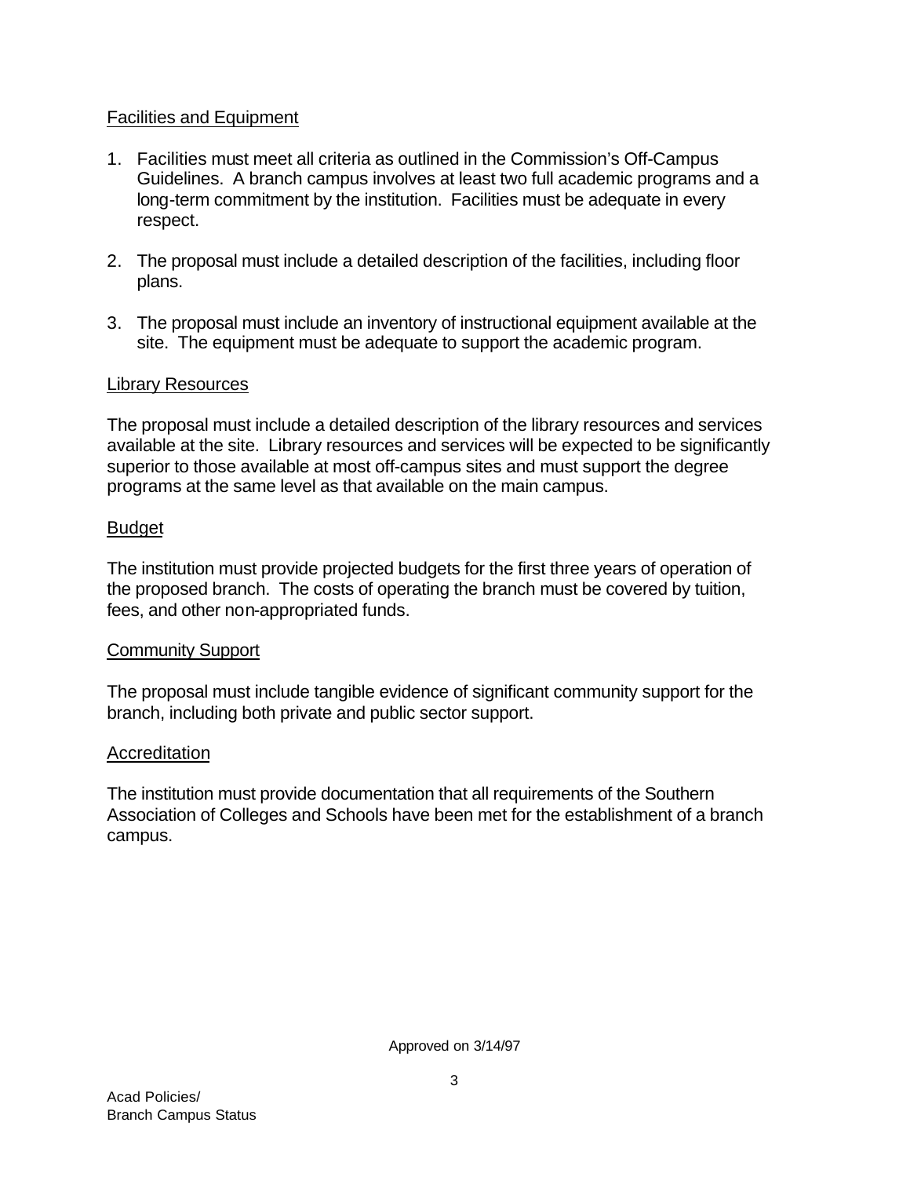Facilities and Equipment

1. Facilities must meet all criteria as outlined in the Commission's Off-Campus Guidelines. A branch campus involves at least two full academic programs and a long-term commitment by the institution. Facilities must be adequate in every respect.

2. The proposal must include a detailed description of the facilities, including floor plans.

3. The proposal must include an inventory of instructional equipment available at the site. The equipment must be adequate to support the academic program.

Library Resources

The proposal must include a detailed description of the library resources and services available at the site. Library resources and services will be expected to be significantly superior to those available at most off-campus sites and must support the degree programs at the same level as that available on the main campus.

Budget

The institution must provide projected budgets for the first three years of operation of the proposed branch. The costs of operating the branch must be covered by tuition, fees, and other non-appropriated funds.

Community Support

The proposal must include tangible evidence of significant community support for the branch, including both private and public sector support.

Accreditation

The institution must provide documentation that all requirements of the Southern Association of Colleges and Schools have been met for the establishment of a branch campus.

Approved on 3/14/97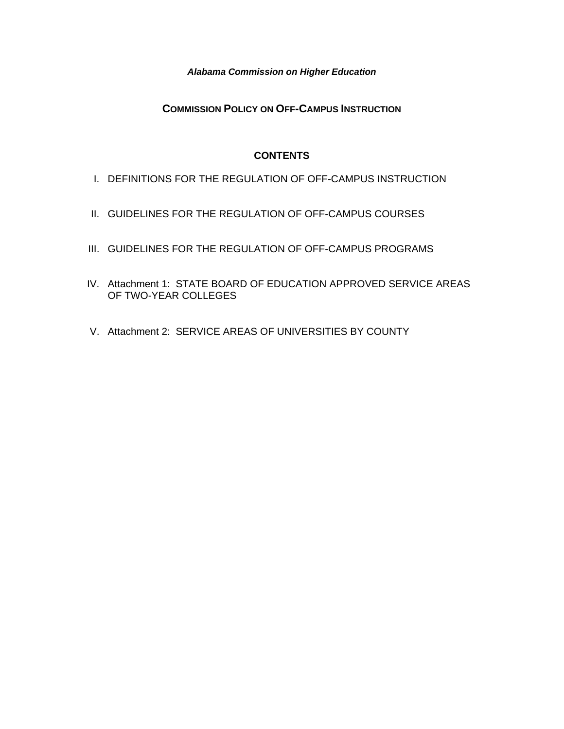*Alabama Commission on Higher Education*

# COMMISSION POLICY ON OFF-CAMPUS INSTRUCTION

## CONTENTS

I. DEFINITIONS FOR THE REGULATION OF OFF-CAMPUS INSTRUCTION

II. GUIDELINES FOR THE REGULATION OF OFF-CAMPUS COURSES

III. GUIDELINES FOR THE REGULATION OF OFF-CAMPUS PROGRAMS

IV. Attachment 1: STATE BOARD OF EDUCATION APPROVED SERVICE AREAS OF TWO-YEAR COLLEGES

V. Attachment 2: SERVICE AREAS OF UNIVERSITIES BY COUNTY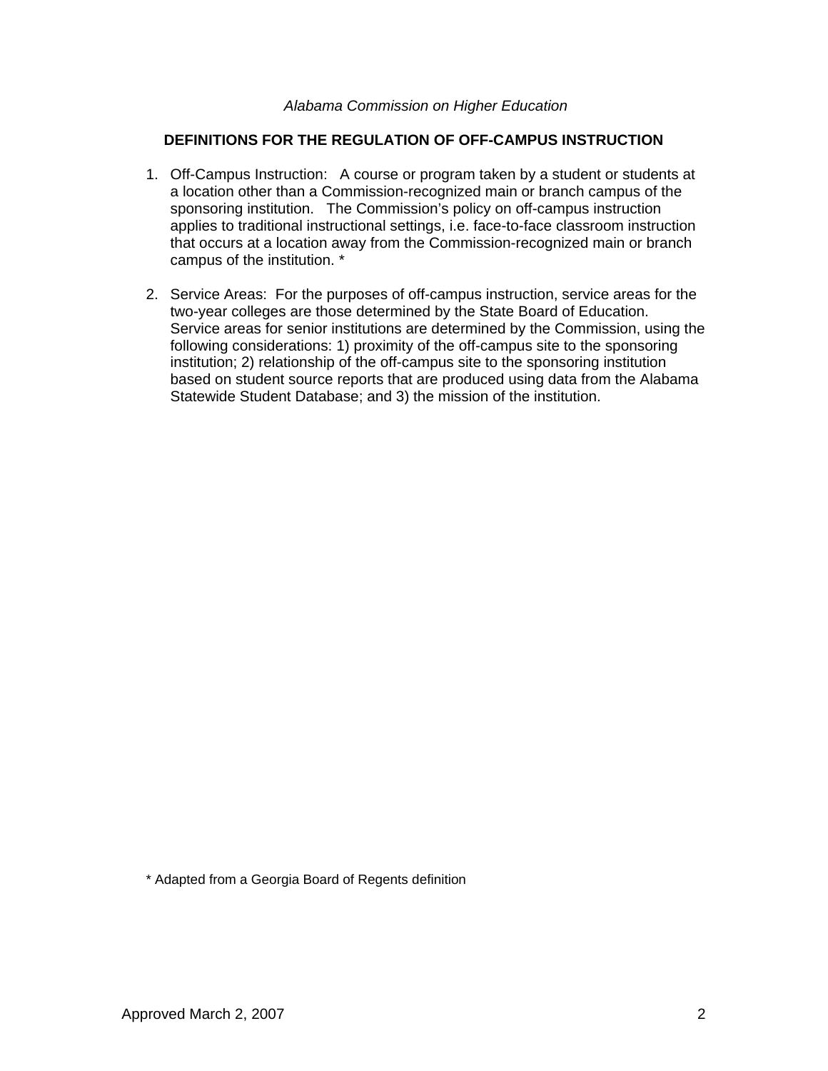*Alabama Commission on Higher Education*

## DEFINITIONS FOR THE REGULATION OF OFF-CAMPUS INSTRUCTION

1. Off-Campus Instruction: A course or program taken by a student or students at a location other than a Commission-recognized main or branch campus of the sponsoring institution. The Commission's policy on off-campus instruction applies to traditional instructional settings, i.e. face-to-face classroom instruction that occurs at a location away from the Commission-recognized main or branch campus of the institution. *

2. Service Areas: For the purposes of off-campus instruction, service areas for the two-year colleges are those determined by the State Board of Education. Service areas for senior institutions are determined by the Commission, using the following considerations: 1) proximity of the off-campus site to the sponsoring institution; 2) relationship of the off-campus site to the sponsoring institution based on student source reports that are produced using data from the Alabama Statewide Student Database; and 3) the mission of the institution.

* Adapted from a Georgia Board of Regents definition

Approved March 2, 2007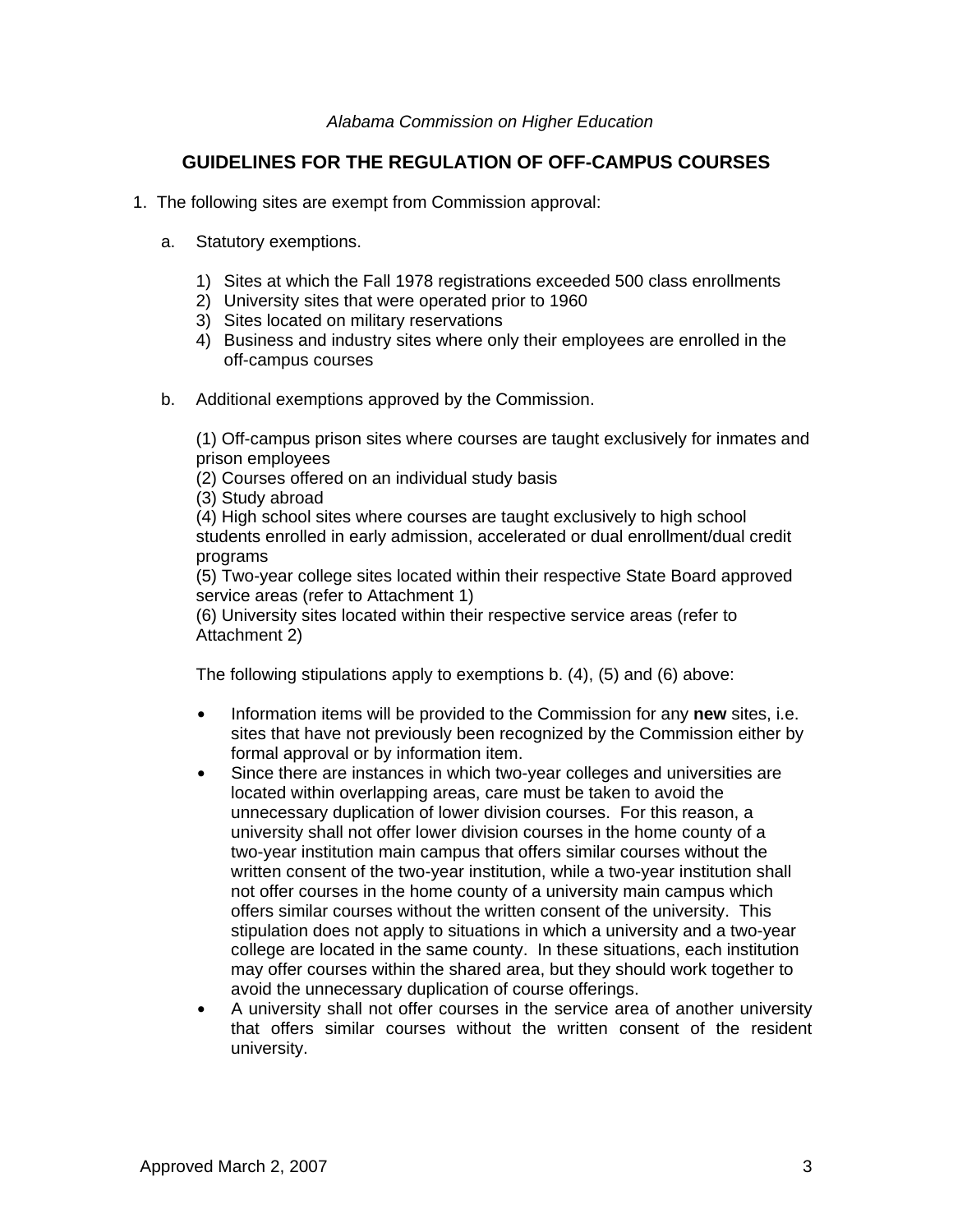*Alabama Commission on Higher Education*

## GUIDELINES FOR THE REGULATION OF OFF-CAMPUS COURSES

1. The following sites are exempt from Commission approval:

   a. Statutory exemptions.

      1) Sites at which the Fall 1978 registrations exceeded 500 class enrollments
      2) University sites that were operated prior to 1960
      3) Sites located on military reservations
      4) Business and industry sites where only their employees are enrolled in the off-campus courses

   b. Additional exemptions approved by the Commission.

      (1) Off-campus prison sites where courses are taught exclusively for inmates and prison employees
      (2) Courses offered on an individual study basis
      (3) Study abroad
      (4) High school sites where courses are taught exclusively to high school students enrolled in early admission, accelerated or dual enrollment/dual credit programs
      (5) Two-year college sites located within their respective State Board approved service areas (refer to Attachment 1)
      (6) University sites located within their respective service areas (refer to Attachment 2)

      The following stipulations apply to exemptions b. (4), (5) and (6) above:

      - Information items will be provided to the Commission for any **new** sites, i.e. sites that have not previously been recognized by the Commission either by formal approval or by information item.
      - Since there are instances in which two-year colleges and universities are located within overlapping areas, care must be taken to avoid the unnecessary duplication of lower division courses. For this reason, a university shall not offer lower division courses in the home county of a two-year institution main campus that offers similar courses without the written consent of the two-year institution, while a two-year institution shall not offer courses in the home county of a university main campus which offers similar courses without the written consent of the university. This stipulation does not apply to situations in which a university and a two-year college are located in the same county. In these situations, each institution may offer courses within the shared area, but they should work together to avoid the unnecessary duplication of course offerings.
      - A university shall not offer courses in the service area of another university that offers similar courses without the written consent of the resident university.

Approved March 2, 2007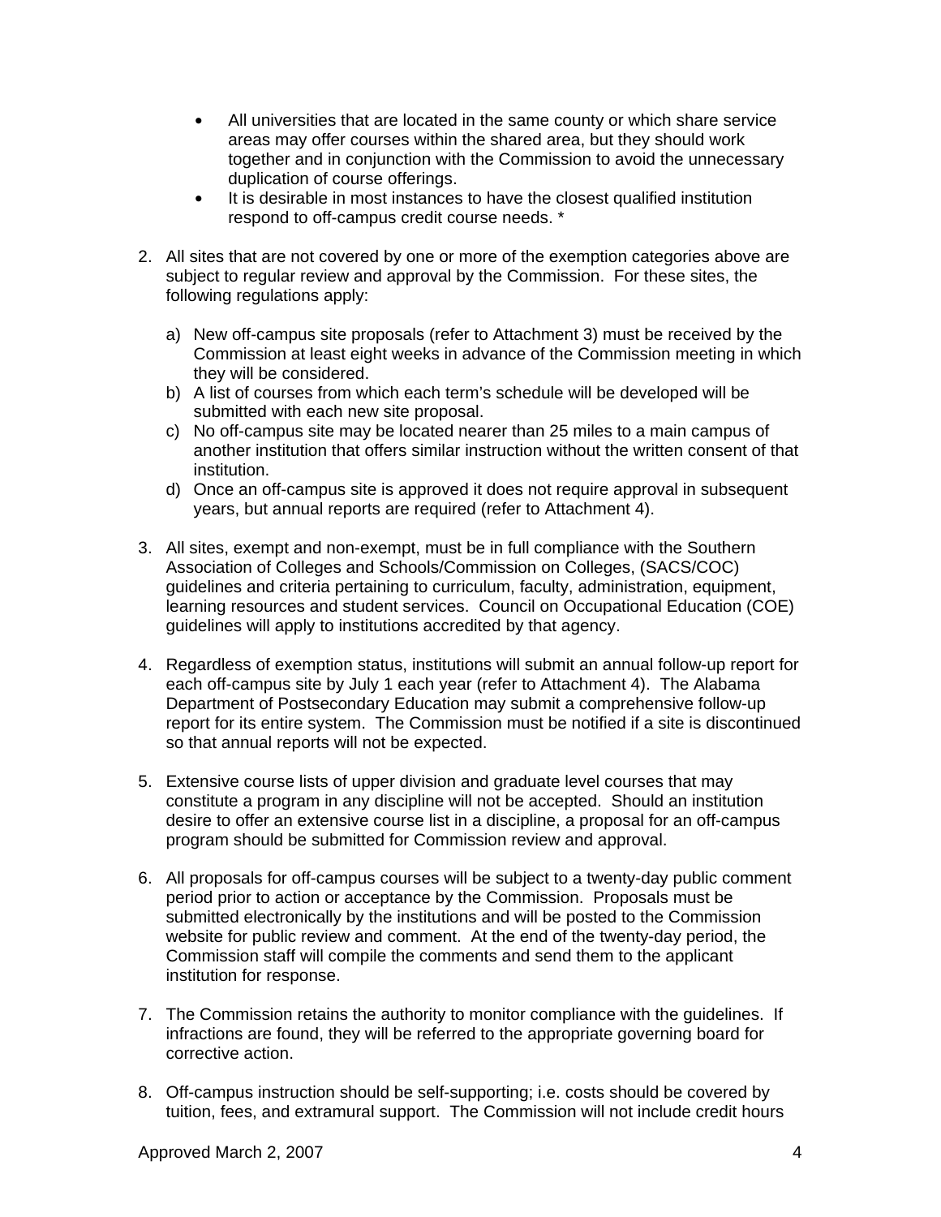- All universities that are located in the same county or which share service areas may offer courses within the shared area, but they should work together and in conjunction with the Commission to avoid the unnecessary duplication of course offerings.
- It is desirable in most instances to have the closest qualified institution respond to off-campus credit course needs. *

2. All sites that are not covered by one or more of the exemption categories above are subject to regular review and approval by the Commission. For these sites, the following regulations apply:

   a) New off-campus site proposals (refer to Attachment 3) must be received by the Commission at least eight weeks in advance of the Commission meeting in which they will be considered.
   b) A list of courses from which each term's schedule will be developed will be submitted with each new site proposal.
   c) No off-campus site may be located nearer than 25 miles to a main campus of another institution that offers similar instruction without the written consent of that institution.
   d) Once an off-campus site is approved it does not require approval in subsequent years, but annual reports are required (refer to Attachment 4).

3. All sites, exempt and non-exempt, must be in full compliance with the Southern Association of Colleges and Schools/Commission on Colleges, (SACS/COC) guidelines and criteria pertaining to curriculum, faculty, administration, equipment, learning resources and student services. Council on Occupational Education (COE) guidelines will apply to institutions accredited by that agency.

4. Regardless of exemption status, institutions will submit an annual follow-up report for each off-campus site by July 1 each year (refer to Attachment 4). The Alabama Department of Postsecondary Education may submit a comprehensive follow-up report for its entire system. The Commission must be notified if a site is discontinued so that annual reports will not be expected.

5. Extensive course lists of upper division and graduate level courses that may constitute a program in any discipline will not be accepted. Should an institution desire to offer an extensive course list in a discipline, a proposal for an off-campus program should be submitted for Commission review and approval.

6. All proposals for off-campus courses will be subject to a twenty-day public comment period prior to action or acceptance by the Commission. Proposals must be submitted electronically by the institutions and will be posted to the Commission website for public review and comment. At the end of the twenty-day period, the Commission staff will compile the comments and send them to the applicant institution for response.

7. The Commission retains the authority to monitor compliance with the guidelines. If infractions are found, they will be referred to the appropriate governing board for corrective action.

8. Off-campus instruction should be self-supporting; i.e. costs should be covered by tuition, fees, and extramural support. The Commission will not include credit hours

Approved March 2, 2007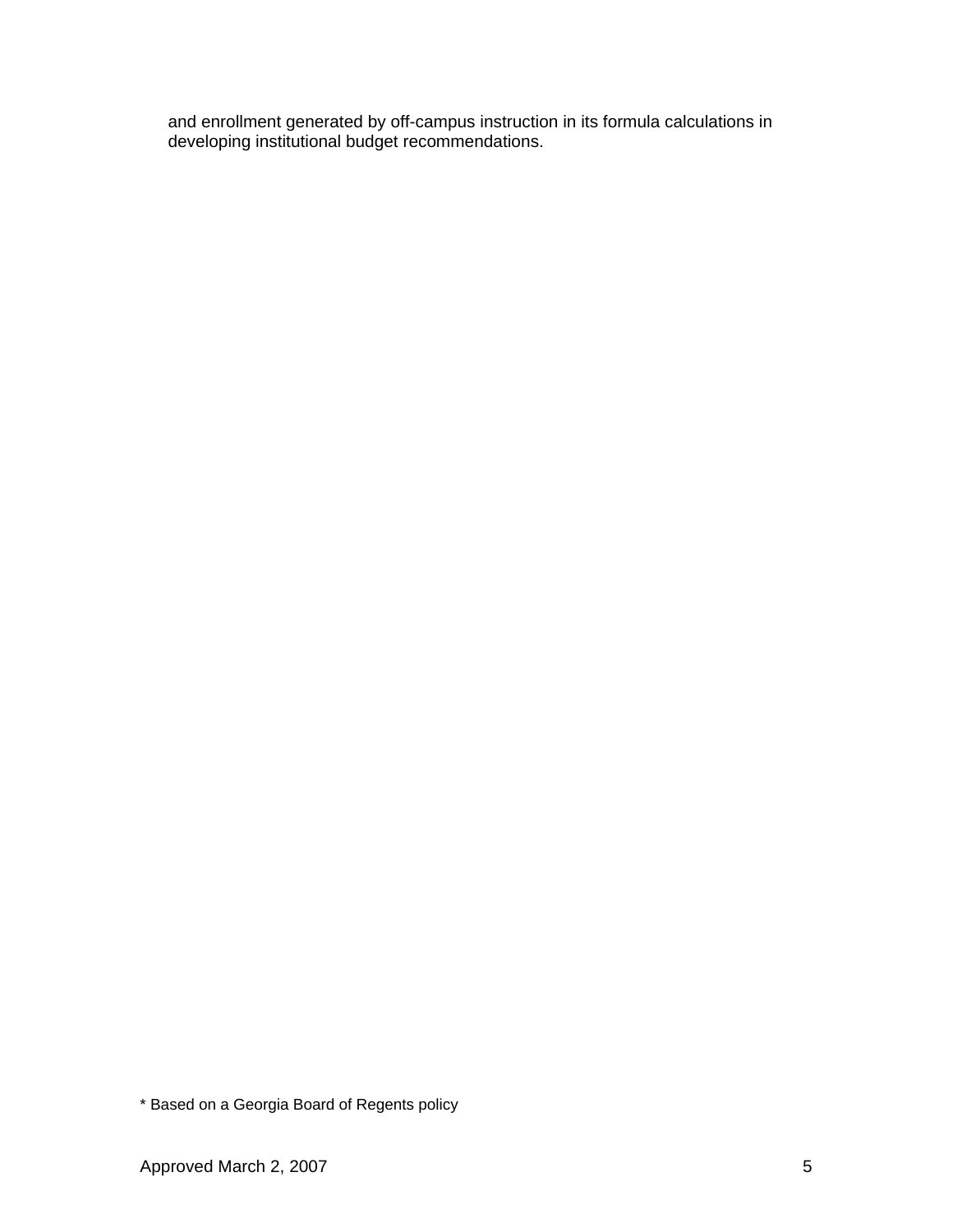and enrollment generated by off-campus instruction in its formula calculations in developing institutional budget recommendations.

* Based on a Georgia Board of Regents policy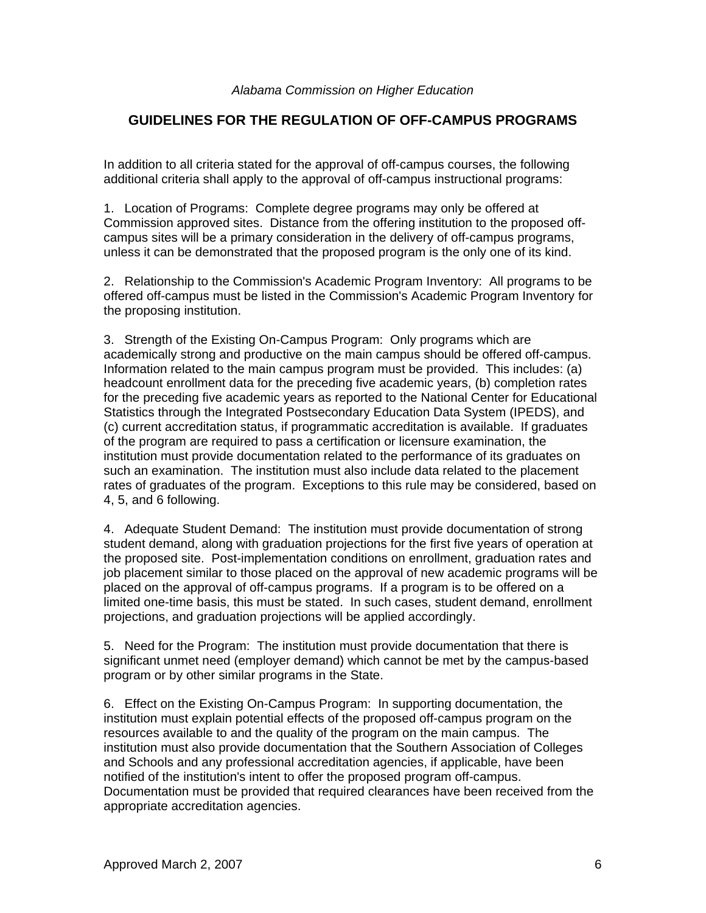*Alabama Commission on Higher Education*

## GUIDELINES FOR THE REGULATION OF OFF-CAMPUS PROGRAMS

In addition to all criteria stated for the approval of off-campus courses, the following additional criteria shall apply to the approval of off-campus instructional programs:

1. Location of Programs: Complete degree programs may only be offered at Commission approved sites. Distance from the offering institution to the proposed off-campus sites will be a primary consideration in the delivery of off-campus programs, unless it can be demonstrated that the proposed program is the only one of its kind.

2. Relationship to the Commission's Academic Program Inventory: All programs to be offered off-campus must be listed in the Commission's Academic Program Inventory for the proposing institution.

3. Strength of the Existing On-Campus Program: Only programs which are academically strong and productive on the main campus should be offered off-campus. Information related to the main campus program must be provided. This includes: (a) headcount enrollment data for the preceding five academic years, (b) completion rates for the preceding five academic years as reported to the National Center for Educational Statistics through the Integrated Postsecondary Education Data System (IPEDS), and (c) current accreditation status, if programmatic accreditation is available. If graduates of the program are required to pass a certification or licensure examination, the institution must provide documentation related to the performance of its graduates on such an examination. The institution must also include data related to the placement rates of graduates of the program. Exceptions to this rule may be considered, based on 4, 5, and 6 following.

4. Adequate Student Demand: The institution must provide documentation of strong student demand, along with graduation projections for the first five years of operation at the proposed site. Post-implementation conditions on enrollment, graduation rates and job placement similar to those placed on the approval of new academic programs will be placed on the approval of off-campus programs. If a program is to be offered on a limited one-time basis, this must be stated. In such cases, student demand, enrollment projections, and graduation projections will be applied accordingly.

5. Need for the Program: The institution must provide documentation that there is significant unmet need (employer demand) which cannot be met by the campus-based program or by other similar programs in the State.

6. Effect on the Existing On-Campus Program: In supporting documentation, the institution must explain potential effects of the proposed off-campus program on the resources available to and the quality of the program on the main campus. The institution must also provide documentation that the Southern Association of Colleges and Schools and any professional accreditation agencies, if applicable, have been notified of the institution's intent to offer the proposed program off-campus. Documentation must be provided that required clearances have been received from the appropriate accreditation agencies.

Approved March 2, 2007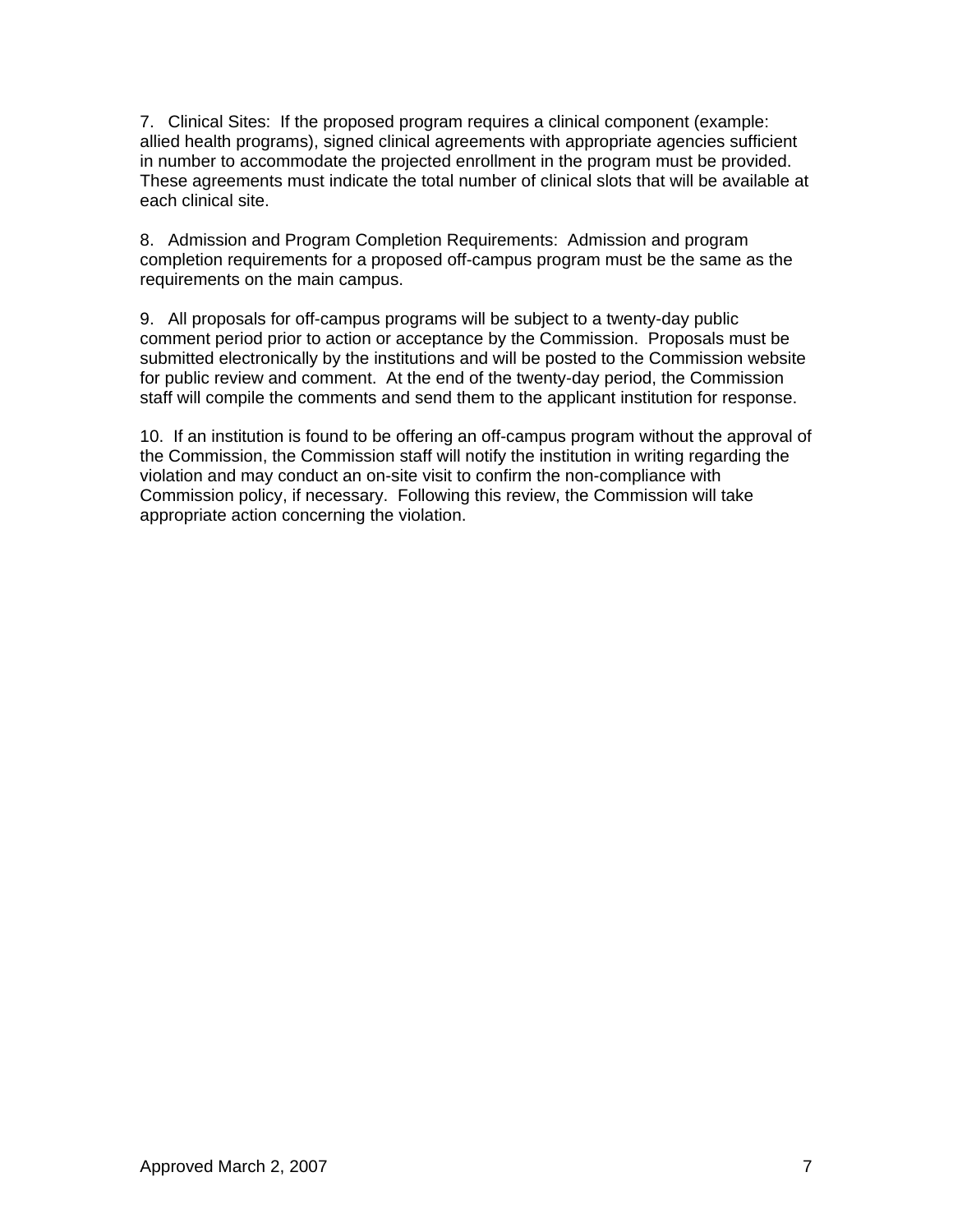7. Clinical Sites: If the proposed program requires a clinical component (example: allied health programs), signed clinical agreements with appropriate agencies sufficient in number to accommodate the projected enrollment in the program must be provided. These agreements must indicate the total number of clinical slots that will be available at each clinical site.

8. Admission and Program Completion Requirements: Admission and program completion requirements for a proposed off-campus program must be the same as the requirements on the main campus.

9. All proposals for off-campus programs will be subject to a twenty-day public comment period prior to action or acceptance by the Commission. Proposals must be submitted electronically by the institutions and will be posted to the Commission website for public review and comment. At the end of the twenty-day period, the Commission staff will compile the comments and send them to the applicant institution for response.

10. If an institution is found to be offering an off-campus program without the approval of the Commission, the Commission staff will notify the institution in writing regarding the violation and may conduct an on-site visit to confirm the non-compliance with Commission policy, if necessary. Following this review, the Commission will take appropriate action concerning the violation.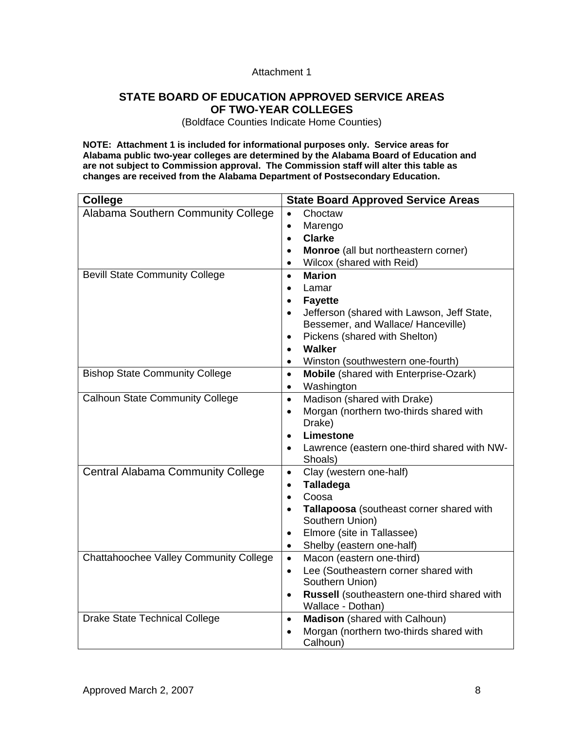Attachment 1

## STATE BOARD OF EDUCATION APPROVED SERVICE AREAS OF TWO-YEAR COLLEGES

(Boldface Counties Indicate Home Counties)

**NOTE: Attachment 1 is included for informational purposes only. Service areas for Alabama public two-year colleges are determined by the Alabama Board of Education and are not subject to Commission approval. The Commission staff will alter this table as changes are received from the Alabama Department of Postsecondary Education.**

| College | State Board Approved Service Areas |
|---|---|
| Alabama Southern Community College | • Choctaw<br>• Marengo<br>• **Clarke**<br>• **Monroe** (all but northeastern corner)<br>• Wilcox (shared with Reid) |
| Bevill State Community College | • **Marion**<br>• Lamar<br>• **Fayette**<br>• Jefferson (shared with Lawson, Jeff State, Bessemer, and Wallace/ Hanceville)<br>• Pickens (shared with Shelton)<br>• **Walker**<br>• Winston (southwestern one-fourth) |
| Bishop State Community College | • **Mobile** (shared with Enterprise-Ozark)<br>• Washington |
| Calhoun State Community College | • Madison (shared with Drake)<br>• Morgan (northern two-thirds shared with Drake)<br>• **Limestone**<br>• Lawrence (eastern one-third shared with NW-Shoals) |
| Central Alabama Community College | • Clay (western one-half)<br>• **Talladega**<br>• Coosa<br>• **Tallapoosa** (southeast corner shared with Southern Union)<br>• Elmore (site in Tallassee)<br>• Shelby (eastern one-half) |
| Chattahoochee Valley Community College | • Macon (eastern one-third)<br>• Lee (Southeastern corner shared with Southern Union)<br>• **Russell** (southeastern one-third shared with Wallace - Dothan) |
| Drake State Technical College | • **Madison** (shared with Calhoun)<br>• Morgan (northern two-thirds shared with Calhoun) |

Approved March 2, 2007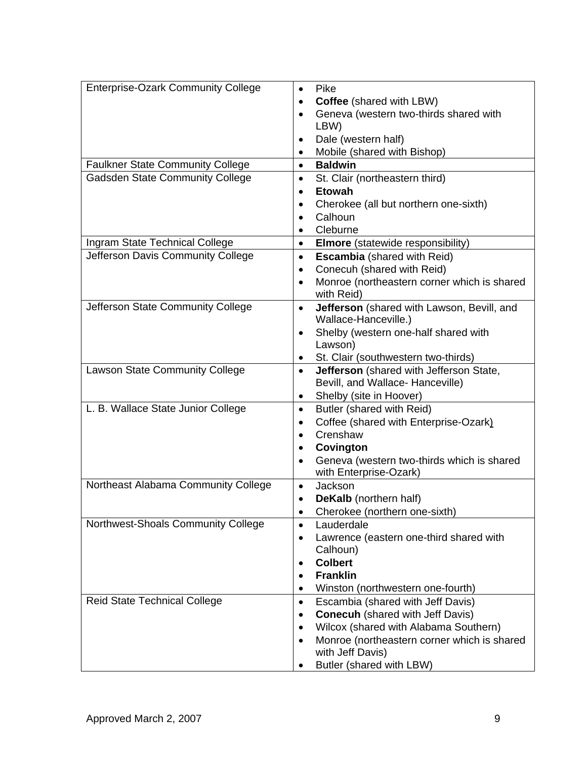| | |
|---|---|
| Enterprise-Ozark Community College | • Pike<br>• **Coffee** (shared with LBW)<br>• Geneva (western two-thirds shared with LBW)<br>• Dale (western half)<br>• Mobile (shared with Bishop) |
| Faulkner State Community College | • **Baldwin** |
| Gadsden State Community College | • St. Clair (northeastern third)<br>• **Etowah**<br>• Cherokee (all but northern one-sixth)<br>• Calhoun<br>• Cleburne |
| Ingram State Technical College | • **Elmore** (statewide responsibility) |
| Jefferson Davis Community College | • **Escambia** (shared with Reid)<br>• Conecuh (shared with Reid)<br>• Monroe (northeastern corner which is shared with Reid) |
| Jefferson State Community College | • **Jefferson** (shared with Lawson, Bevill, and Wallace-Hanceville.)<br>• Shelby (western one-half shared with Lawson)<br>• St. Clair (southwestern two-thirds) |
| Lawson State Community College | • **Jefferson** (shared with Jefferson State, Bevill, and Wallace- Hanceville)<br>• Shelby (site in Hoover) |
| L. B. Wallace State Junior College | • Butler (shared with Reid)<br>• Coffee (shared with Enterprise-Ozark)<br>• Crenshaw<br>• **Covington**<br>• Geneva (western two-thirds which is shared with Enterprise-Ozark) |
| Northeast Alabama Community College | • Jackson<br>• **DeKalb** (northern half)<br>• Cherokee (northern one-sixth) |
| Northwest-Shoals Community College | • Lauderdale<br>• Lawrence (eastern one-third shared with Calhoun)<br>• **Colbert**<br>• **Franklin**<br>• Winston (northwestern one-fourth) |
| Reid State Technical College | • Escambia (shared with Jeff Davis)<br>• **Conecuh** (shared with Jeff Davis)<br>• Wilcox (shared with Alabama Southern)<br>• Monroe (northeastern corner which is shared with Jeff Davis)<br>• Butler (shared with LBW) |

Approved March 2, 2007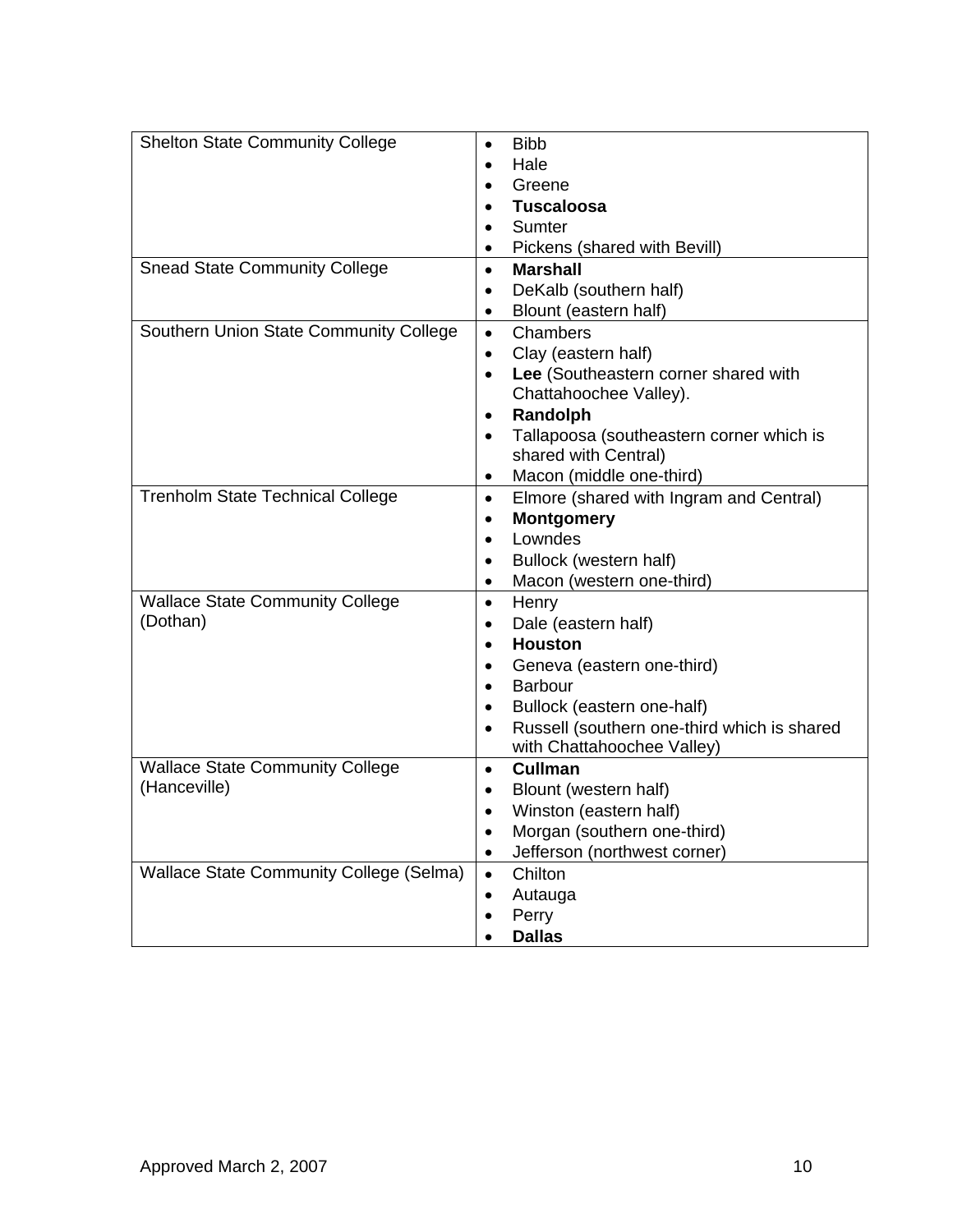| | |
|---|---|
| Shelton State Community College | • Bibb<br>• Hale<br>• Greene<br>• **Tuscaloosa**<br>• Sumter<br>• Pickens (shared with Bevill) |
| Snead State Community College | • **Marshall**<br>• DeKalb (southern half)<br>• Blount (eastern half) |
| Southern Union State Community College | • Chambers<br>• Clay (eastern half)<br>• **Lee** (Southeastern corner shared with Chattahoochee Valley).<br>• **Randolph**<br>• Tallapoosa (southeastern corner which is shared with Central)<br>• Macon (middle one-third) |
| Trenholm State Technical College | • Elmore (shared with Ingram and Central)<br>• **Montgomery**<br>• Lowndes<br>• Bullock (western half)<br>• Macon (western one-third) |
| Wallace State Community College (Dothan) | • Henry<br>• Dale (eastern half)<br>• **Houston**<br>• Geneva (eastern one-third)<br>• Barbour<br>• Bullock (eastern one-half)<br>• Russell (southern one-third which is shared with Chattahoochee Valley) |
| Wallace State Community College (Hanceville) | • **Cullman**<br>• Blount (western half)<br>• Winston (eastern half)<br>• Morgan (southern one-third)<br>• Jefferson (northwest corner) |
| Wallace State Community College (Selma) | • Chilton<br>• Autauga<br>• Perry<br>• **Dallas** |

Approved March 2, 2007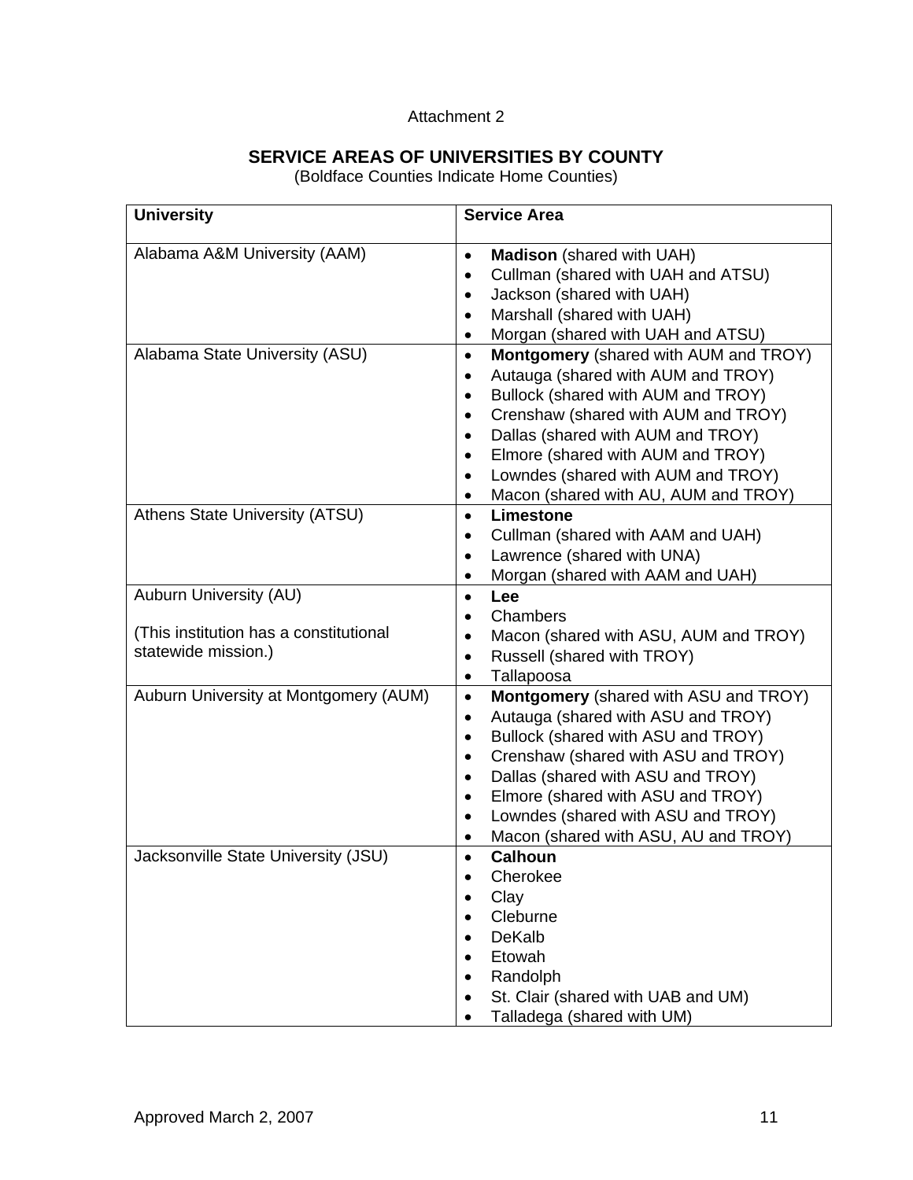Attachment 2

## SERVICE AREAS OF UNIVERSITIES BY COUNTY

(Boldface Counties Indicate Home Counties)

| University | Service Area |
|---|---|
| Alabama A&M University (AAM) | • **Madison** (shared with UAH)<br>• Cullman (shared with UAH and ATSU)<br>• Jackson (shared with UAH)<br>• Marshall (shared with UAH)<br>• Morgan (shared with UAH and ATSU) |
| Alabama State University (ASU) | • **Montgomery** (shared with AUM and TROY)<br>• Autauga (shared with AUM and TROY)<br>• Bullock (shared with AUM and TROY)<br>• Crenshaw (shared with AUM and TROY)<br>• Dallas (shared with AUM and TROY)<br>• Elmore (shared with AUM and TROY)<br>• Lowndes (shared with AUM and TROY)<br>• Macon (shared with AU, AUM and TROY) |
| Athens State University (ATSU) | • **Limestone**<br>• Cullman (shared with AAM and UAH)<br>• Lawrence (shared with UNA)<br>• Morgan (shared with AAM and UAH) |
| Auburn University (AU)<br><br>(This institution has a constitutional statewide mission.) | • **Lee**<br>• Chambers<br>• Macon (shared with ASU, AUM and TROY)<br>• Russell (shared with TROY)<br>• Tallapoosa |
| Auburn University at Montgomery (AUM) | • **Montgomery** (shared with ASU and TROY)<br>• Autauga (shared with ASU and TROY)<br>• Bullock (shared with ASU and TROY)<br>• Crenshaw (shared with ASU and TROY)<br>• Dallas (shared with ASU and TROY)<br>• Elmore (shared with ASU and TROY)<br>• Lowndes (shared with ASU and TROY)<br>• Macon (shared with ASU, AU and TROY) |
| Jacksonville State University (JSU) | • **Calhoun**<br>• Cherokee<br>• Clay<br>• Cleburne<br>• DeKalb<br>• Etowah<br>• Randolph<br>• St. Clair (shared with UAB and UM)<br>• Talladega (shared with UM) |

Approved March 2, 2007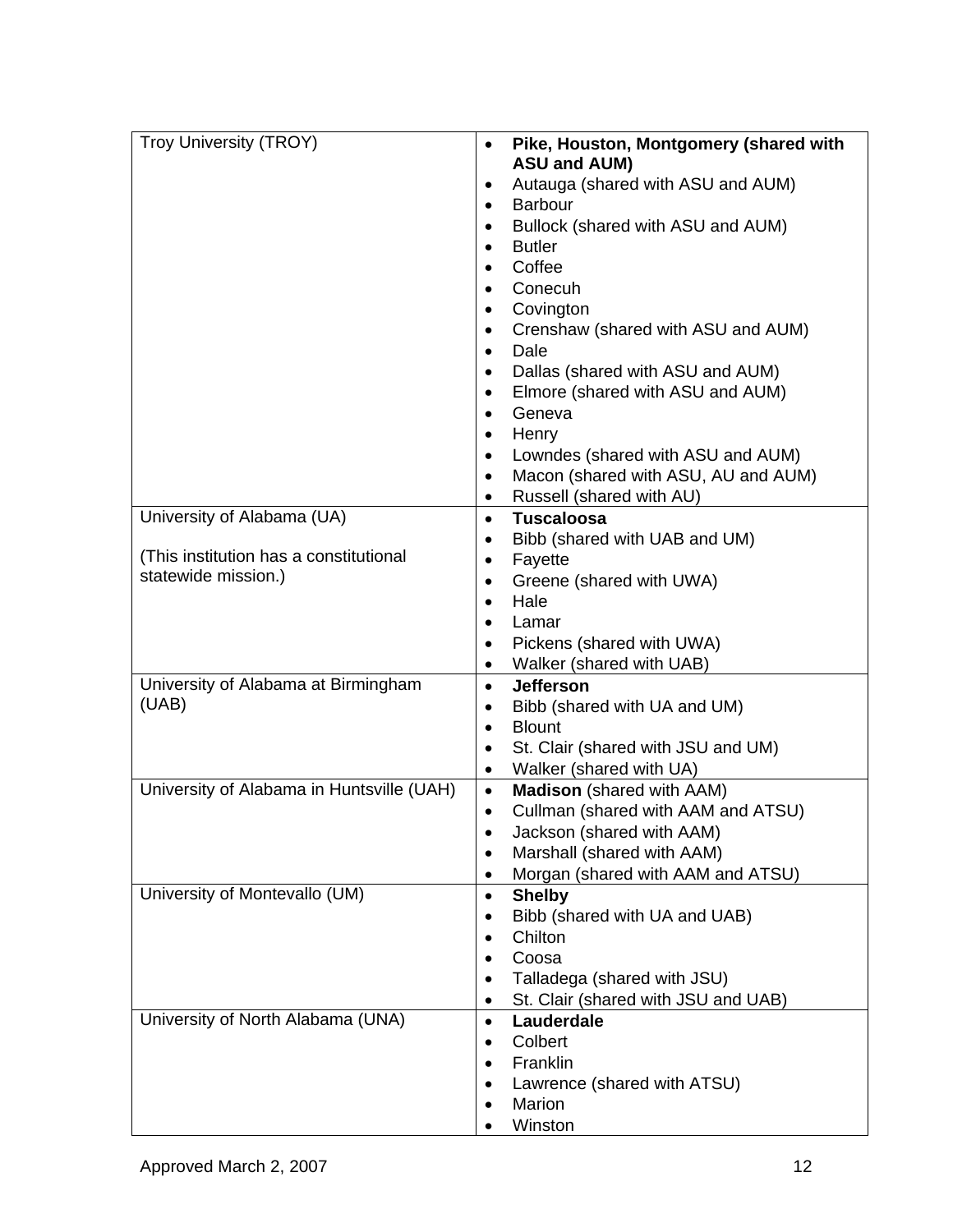| | |
|---|---|
| Troy University (TROY) | • **Pike, Houston, Montgomery (shared with ASU and AUM)**<br>• Autauga (shared with ASU and AUM)<br>• Barbour<br>• Bullock (shared with ASU and AUM)<br>• Butler<br>• Coffee<br>• Conecuh<br>• Covington<br>• Crenshaw (shared with ASU and AUM)<br>• Dale<br>• Dallas (shared with ASU and AUM)<br>• Elmore (shared with ASU and AUM)<br>• Geneva<br>• Henry<br>• Lowndes (shared with ASU and AUM)<br>• Macon (shared with ASU, AU and AUM)<br>• Russell (shared with AU) |
| University of Alabama (UA)<br><br>(This institution has a constitutional statewide mission.) | • **Tuscaloosa**<br>• Bibb (shared with UAB and UM)<br>• Fayette<br>• Greene (shared with UWA)<br>• Hale<br>• Lamar<br>• Pickens (shared with UWA)<br>• Walker (shared with UAB) |
| University of Alabama at Birmingham (UAB) | • **Jefferson**<br>• Bibb (shared with UA and UM)<br>• Blount<br>• St. Clair (shared with JSU and UM)<br>• Walker (shared with UA) |
| University of Alabama in Huntsville (UAH) | • **Madison** (shared with AAM)<br>• Cullman (shared with AAM and ATSU)<br>• Jackson (shared with AAM)<br>• Marshall (shared with AAM)<br>• Morgan (shared with AAM and ATSU) |
| University of Montevallo (UM) | • **Shelby**<br>• Bibb (shared with UA and UAB)<br>• Chilton<br>• Coosa<br>• Talladega (shared with JSU)<br>• St. Clair (shared with JSU and UAB) |
| University of North Alabama (UNA) | • **Lauderdale**<br>• Colbert<br>• Franklin<br>• Lawrence (shared with ATSU)<br>• Marion<br>• Winston |

Approved March 2, 2007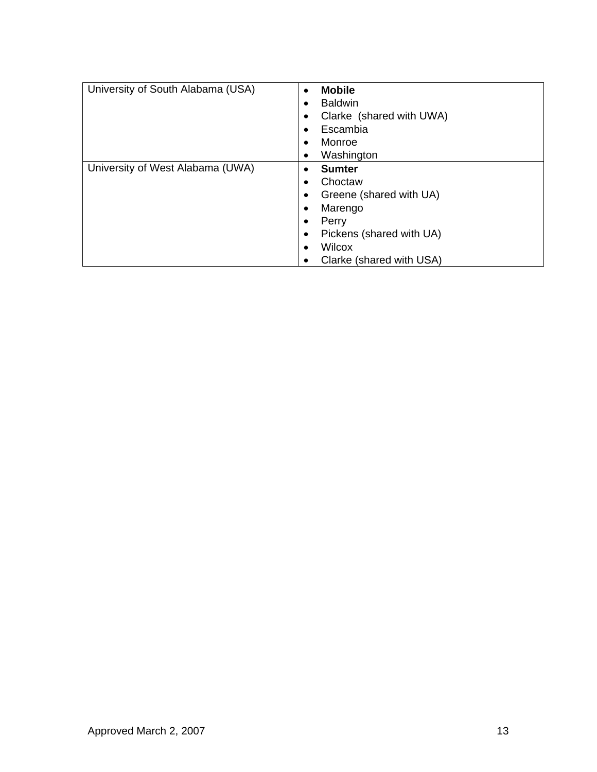| University of South Alabama (USA) | • **Mobile**<br>• Baldwin<br>• Clarke (shared with UWA)<br>• Escambia<br>• Monroe<br>• Washington |
|---|---|
| University of West Alabama (UWA) | • **Sumter**<br>• Choctaw<br>• Greene (shared with UA)<br>• Marengo<br>• Perry<br>• Pickens (shared with UA)<br>• Wilcox<br>• Clarke (shared with USA) |

Approved March 2, 2007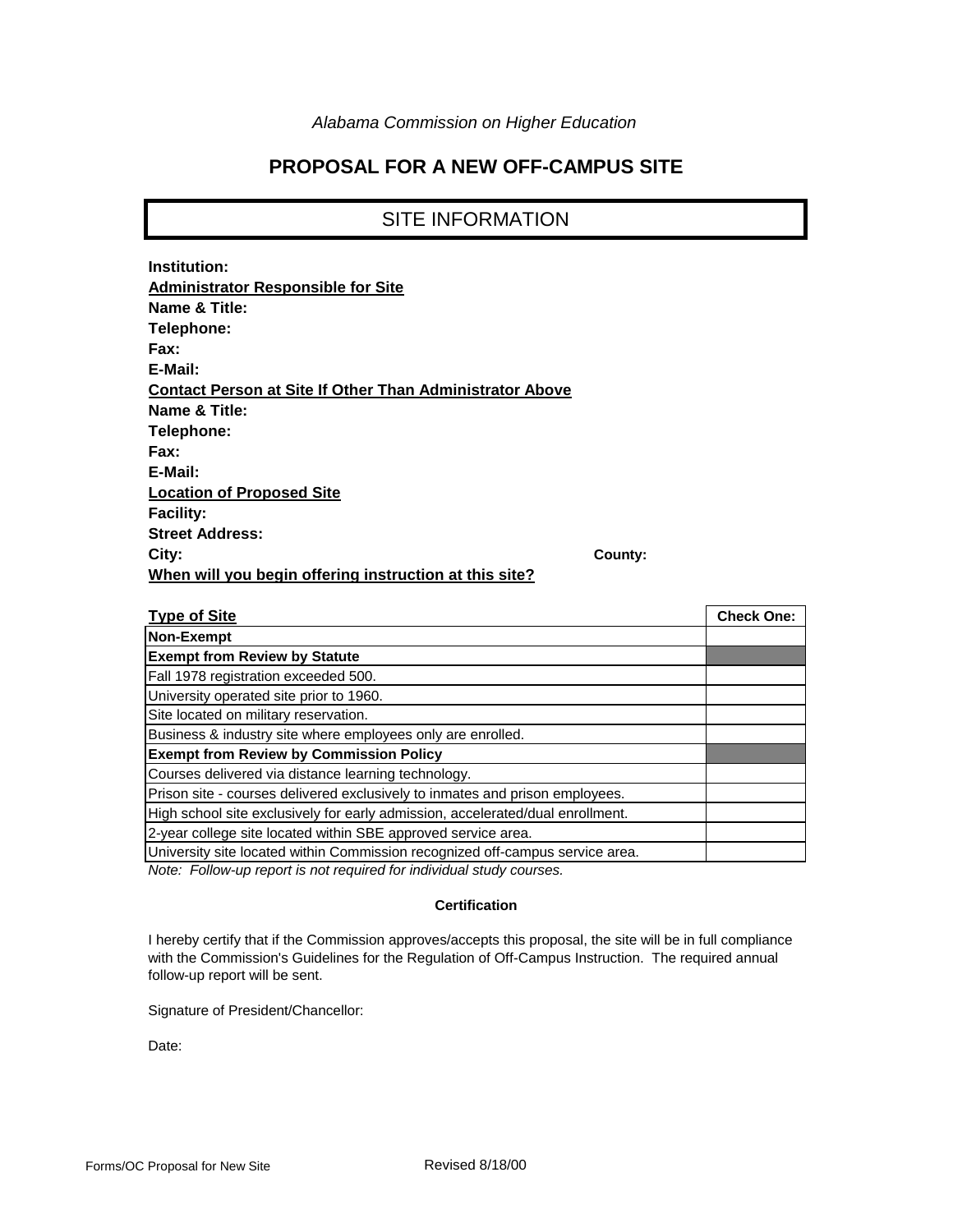*Alabama Commission on Higher Education*

# PROPOSAL FOR A NEW OFF-CAMPUS SITE

## SITE INFORMATION

**Institution:**

**Administrator Responsible for Site**

**Name & Title:**

**Telephone:**

**Fax:**

**E-Mail:**

**Contact Person at Site If Other Than Administrator Above**

**Name & Title:**

**Telephone:**

**Fax:**

**E-Mail:**

**Location of Proposed Site**

**Facility:**

**Street Address:**

**City:** **County:**

**When will you begin offering instruction at this site?**

| **Type of Site** | **Check One:** |
|---|---|
| **Non-Exempt** | |
| **Exempt from Review by Statute** | |
| Fall 1978 registration exceeded 500. | |
| University operated site prior to 1960. | |
| Site located on military reservation. | |
| Business & industry site where employees only are enrolled. | |
| **Exempt from Review by Commission Policy** | |
| Courses delivered via distance learning technology. | |
| Prison site - courses delivered exclusively to inmates and prison employees. | |
| High school site exclusively for early admission, accelerated/dual enrollment. | |
| 2-year college site located within SBE approved service area. | |
| University site located within Commission recognized off-campus service area. | |

*Note: Follow-up report is not required for individual study courses.*

**Certification**

I hereby certify that if the Commission approves/accepts this proposal, the site will be in full compliance with the Commission's Guidelines for the Regulation of Off-Campus Instruction. The required annual follow-up report will be sent.

Signature of President/Chancellor:

Date:

Forms/OC Proposal for New Site Revised 8/18/00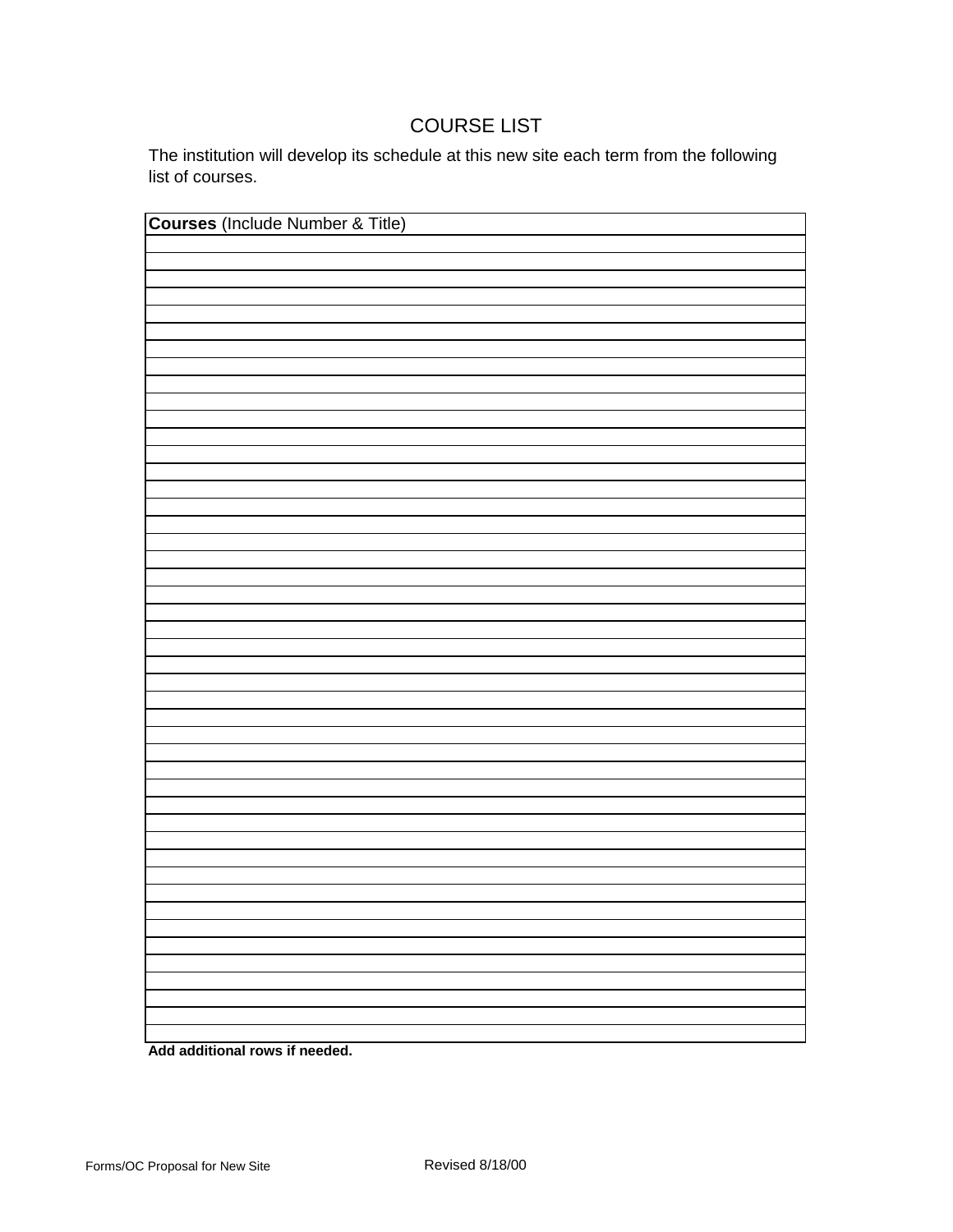# COURSE LIST

The institution will develop its schedule at this new site each term from the following list of courses.

| **Courses** (Include Number & Title) |
|---|
| |
| |
| |
| |
| |
| |
| |
| |
| |
| |
| |
| |
| |
| |
| |
| |
| |
| |
| |
| |
| |
| |
| |
| |
| |
| |
| |
| |
| |
| |
| |
| |
| |
| |
| |
| |
| |
| |
| |
| |
| |
| |
| |
| |
| |
| |
| |

**Add additional rows if needed.**